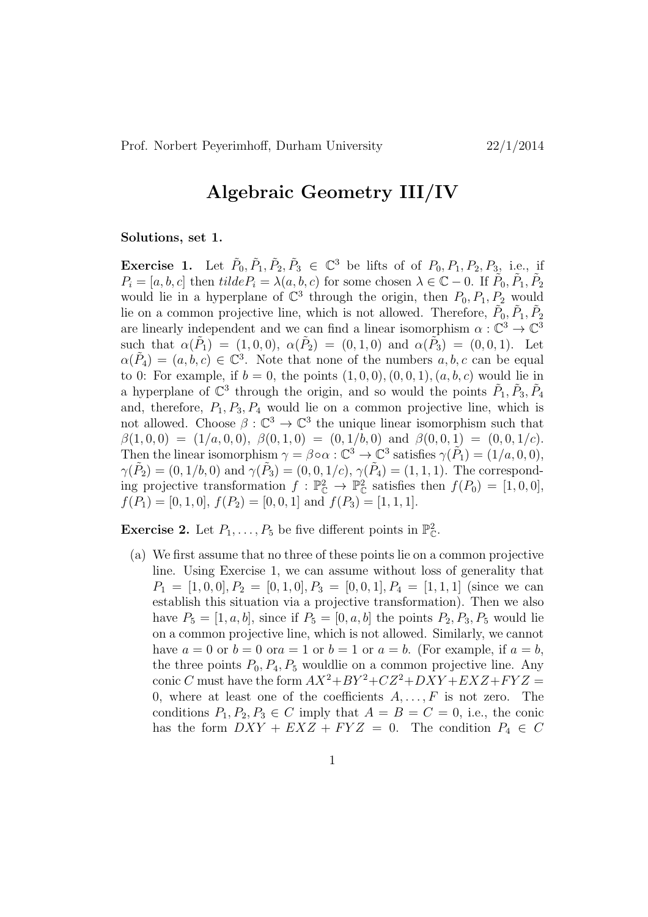# Algebraic Geometry III/IV

**Solutions, set 1.**

**Exercise 1.** Let $\tilde{P}_0, \tilde{P}_1, \tilde{P}_2, \tilde{P}_3 \in \mathbb{C}^3$ be lifts of of $P_0, P_1, P_2, P_3$, i.e., if $P_i = [a, b, c]$ then $tildeP_i = \lambda(a, b, c)$ for some chosen $\lambda \in \mathbb{C} - 0$. If $\tilde{P}_0, \tilde{P}_1, \tilde{P}_2$ would lie in a hyperplane of $\mathbb{C}^3$ through the origin, then $P_0, P_1, P_2$ would lie on a common projective line, which is not allowed. Therefore, $\tilde{P}_0, \tilde{P}_1, \tilde{P}_2$ are linearly independent and we can find a linear isomorphism $\alpha : \mathbb{C}^3 \to \mathbb{C}^3$ such that $\alpha(\tilde{P}_1) = (1, 0, 0)$, $\alpha(\tilde{P}_2) = (0, 1, 0)$ and $\alpha(\tilde{P}_3) = (0, 0, 1)$. Let $\alpha(\tilde{P}_4) = (a, b, c) \in \mathbb{C}^3$. Note that none of the numbers $a, b, c$ can be equal to 0: For example, if $b = 0$, the points $(1, 0, 0), (0, 0, 1), (a, b, c)$ would lie in a hyperplane of $\mathbb{C}^3$ through the origin, and so would the points $\tilde{P}_1, \tilde{P}_3, \tilde{P}_4$ and, therefore, $P_1, P_3, P_4$ would lie on a common projective line, which is not allowed. Choose $\beta : \mathbb{C}^3 \to \mathbb{C}^3$ the unique linear isomorphism such that $\beta(1, 0, 0) = (1/a, 0, 0)$, $\beta(0, 1, 0) = (0, 1/b, 0)$ and $\beta(0, 0, 1) = (0, 0, 1/c)$. Then the linear isomorphism $\gamma = \beta \circ \alpha : \mathbb{C}^3 \to \mathbb{C}^3$ satisfies $\gamma(\tilde{P}_1) = (1/a, 0, 0)$, $\gamma(\tilde{P}_2) = (0, 1/b, 0)$ and $\gamma(\tilde{P}_3) = (0, 0, 1/c)$, $\gamma(\tilde{P}_4) = (1, 1, 1)$. The corresponding projective transformation $f : \mathbb{P}^2_{\mathbb{C}} \to \mathbb{P}^2_{\mathbb{C}}$ satisfies then $f(P_0) = [1, 0, 0]$, $f(P_1) = [0, 1, 0]$, $f(P_2) = [0, 0, 1]$ and $f(P_3) = [1, 1, 1]$.

**Exercise 2.** Let $P_1, \dots, P_5$ be five different points in $\mathbb{P}^2_{\mathbb{C}}$.

(a) We first assume that no three of these points lie on a common projective line. Using Exercise 1, we can assume without loss of generality that $P_1 = [1, 0, 0], P_2 = [0, 1, 0], P_3 = [0, 0, 1], P_4 = [1, 1, 1]$ (since we can establish this situation via a projective transformation). Then we also have $P_5 = [1, a, b]$, since if $P_5 = [0, a, b]$ the points $P_2, P_3, P_5$ would lie on a common projective line, which is not allowed. Similarly, we cannot have $a = 0$ or $b = 0$ or$a = 1$ or $b = 1$ or $a = b$. (For example, if $a = b$, the three points $P_0, P_4, P_5$ wouldlie on a common projective line. Any conic $C$ must have the form $AX^2 + BY^2 + CZ^2 + DXY + EXZ + FYZ = 0$, where at least one of the coefficients $A, \dots, F$ is not zero. The conditions $P_1, P_2, P_3 \in C$ imply that $A = B = C = 0$, i.e., the conic has the form $DXY + EXZ + FYZ = 0$. The condition $P_4 \in C$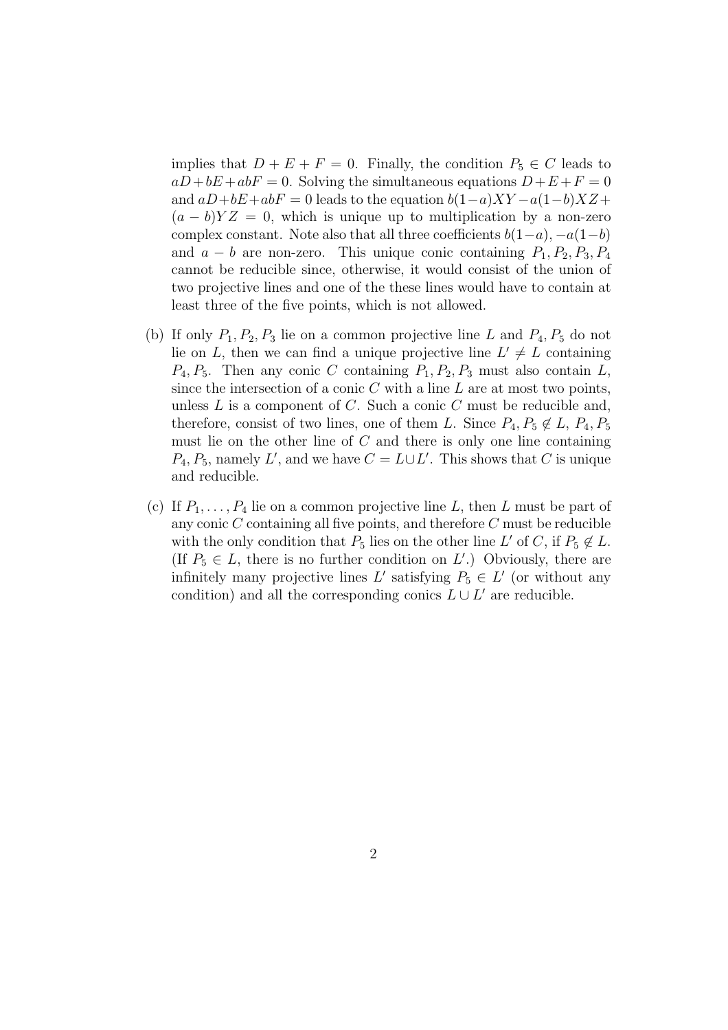implies that $D + E + F = 0$. Finally, the condition $P_5 \in C$ leads to $aD + bE + abF = 0$. Solving the simultaneous equations $D + E + F = 0$ and $aD + bE + abF = 0$ leads to the equation $b(1-a)XY - a(1-b)XZ + (a-b)YZ = 0$, which is unique up to multiplication by a non-zero complex constant. Note also that all three coefficients $b(1-a)$, $-a(1-b)$ and $a - b$ are non-zero. This unique conic containing $P_1, P_2, P_3, P_4$ cannot be reducible since, otherwise, it would consist of the union of two projective lines and one of the these lines would have to contain at least three of the five points, which is not allowed.

(b) If only $P_1, P_2, P_3$ lie on a common projective line $L$ and $P_4, P_5$ do not lie on $L$, then we can find a unique projective line $L' \neq L$ containing $P_4, P_5$. Then any conic $C$ containing $P_1, P_2, P_3$ must also contain $L$, since the intersection of a conic $C$ with a line $L$ are at most two points, unless $L$ is a component of $C$. Such a conic $C$ must be reducible and, therefore, consist of two lines, one of them $L$. Since $P_4, P_5 \notin L$, $P_4, P_5$ must lie on the other line of $C$ and there is only one line containing $P_4, P_5$, namely $L'$, and we have $C = L \cup L'$. This shows that $C$ is unique and reducible.

(c) If $P_1, \dots, P_4$ lie on a common projective line $L$, then $L$ must be part of any conic $C$ containing all five points, and therefore $C$ must be reducible with the only condition that $P_5$ lies on the other line $L'$ of $C$, if $P_5 \notin L$. (If $P_5 \in L$, there is no further condition on $L'$.) Obviously, there are infinitely many projective lines $L'$ satisfying $P_5 \in L'$ (or without any condition) and all the corresponding conics $L \cup L'$ are reducible.